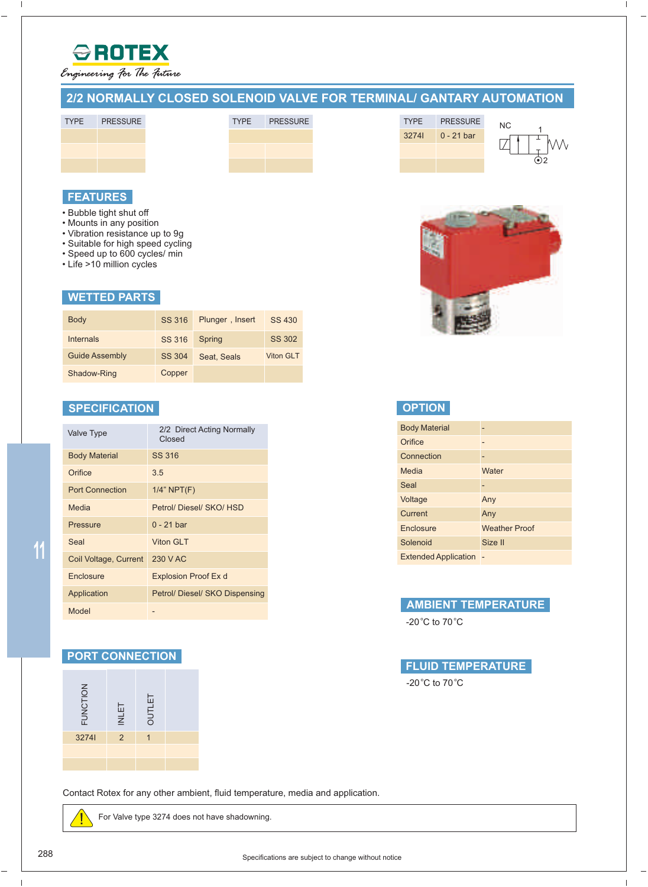ROTEX

*Engineering For The Future*

# 2/2 NORMALLY CLOSED SOLENOID VALVE FOR TERMINAL/ GANTARY AUTOMATION

| TYPE | PRESSURE |
|---|---|
| | |
| | |
| | |

| TYPE | PRESSURE |
|---|---|
| | |
| | |
| | |

| TYPE | PRESSURE |
|---|---|
| 3274I | 0 - 21 bar |
| | |
| | |

NC 1 2

## FEATURES

- Bubble tight shut off
- Mounts in any position
- Vibration resistance up to 9g
- Suitable for high speed cycling
- Speed up to 600 cycles/ min
- Life >10 million cycles

## WETTED PARTS

| | | | |
|---|---|---|---|
| Body | SS 316 | Plunger , Insert | SS 430 |
| Internals | SS 316 | Spring | SS 302 |
| Guide Assembly | SS 304 | Seat, Seals | Viton GLT |
| Shadow-Ring | Copper | | |

## SPECIFICATION

| | |
|---|---|
| Valve Type | 2/2 Direct Acting Normally Closed |
| Body Material | SS 316 |
| Orifice | 3.5 |
| Port Connection | 1/4" NPT(F) |
| Media | Petrol/ Diesel/ SKO/ HSD |
| Pressure | 0 - 21 bar |
| Seal | Viton GLT |
| Coil Voltage, Current | 230 V AC |
| Enclosure | Explosion Proof Ex d |
| Application | Petrol/ Diesel/ SKO Dispensing |
| Model | - |

## OPTION

| | |
|---|---|
| Body Material | - |
| Orifice | - |
| Connection | - |
| Media | Water |
| Seal | - |
| Voltage | Any |
| Current | Any |
| Enclosure | Weather Proof |
| Solenoid | Size II |
| Extended Application | - |

## PORT CONNECTION

| FUNCTION | INLET | OUTLET | |
|---|---|---|---|
| 3274I | 2 | 1 | |
| | | | |
| | | | |

## AMBIENT TEMPERATURE

-20˚C to 70˚C

## FLUID TEMPERATURE

-20˚C to 70˚C

Contact Rotex for any other ambient, fluid temperature, media and application.

For Valve type 3274 does not have shadowning.

Specifications are subject to change without notice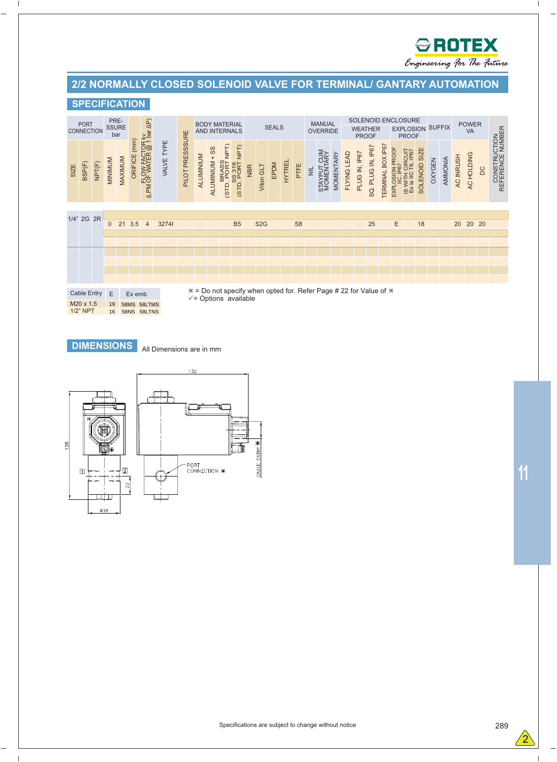# 2/2 NORMALLY CLOSED SOLENOID VALVE FOR TERMINAL/ GANTARY AUTOMATION

## SPECIFICATION

| PORT CONNECTION | | | PRE-SSURE bar | | | | | | BODY MATERIAL AND INTERNALS | | | | SEALS | | | | | MANUAL OVERRIDE | | | SOLENOID ENCLOSURE | | | | | | | SUFFIX | | POWER VA | | | |
|---|---|---|---|---|---|---|---|---|---|---|---|---|---|---|---|---|---|---|---|---|---|---|---|---|---|---|---|---|---|---|---|---|---|
| | | | | | | | | | | | | | | | | | | | | | WEATHER PROOF | | | | EXPLOSION PROOF | | | | | | | | |
| SIZE | BSP(F) | NPT(F) | MINIMUM | MAXIMUM | ORIFICE (mm) | FLOW FACTOR kv (LPM OF WATER @ 1 bar ΔP) | VALVE TYPE | PILOT PRESSSURE | ALUMINIUM | ALUMINIUM + SS | BRASS (STD. PORT NPT) | SS 316 (STD. PORT NPT) | NBR | Viton GLT | EPDM | HYTREL | PTFE | NIL | STAYPUT CUM MOMENTARY | MOMENTARY | FLYING LEAD | PLUG IN, IP67 | SQ. PLUG IN, IP67 | TERMINAL BOX IP67 | EXPLOSION PROOF IIC, IP67 | IS WITH CIRCUIT Ex ia IIC T6, IP67 | SOLENOID SIZE | OXYGEN | AMMONIA | AC INRUSH | AC HOLDING | DC | CONSTRUCTION REFERENCE NUMBER |
| 1/4" | 2G | 2R | 0 | 21 | 3.5 | 4 | 3274I | | | | | B5 | | S2G | | | S8 | | | | | | 25 | | E | | 18 | | | 20 | 20 | 20 | |

| Cable Entry | E | Ex emb | |
|---|---|---|---|
| M20 x 1.5 | 19 | 58MS | 58LTMS |
| 1/2" NPT | 16 | 58NS | 58LTNS |

※ = Do not specify when opted for. Refer Page # 22 for Value of ※

✓= Options available

## DIMENSIONS

All Dimensions are in mm

132

128

22

ø38

1

2

PORT CONNECTION ✱

CABLE ENTRY ✱

Specifications are subject to change without notice